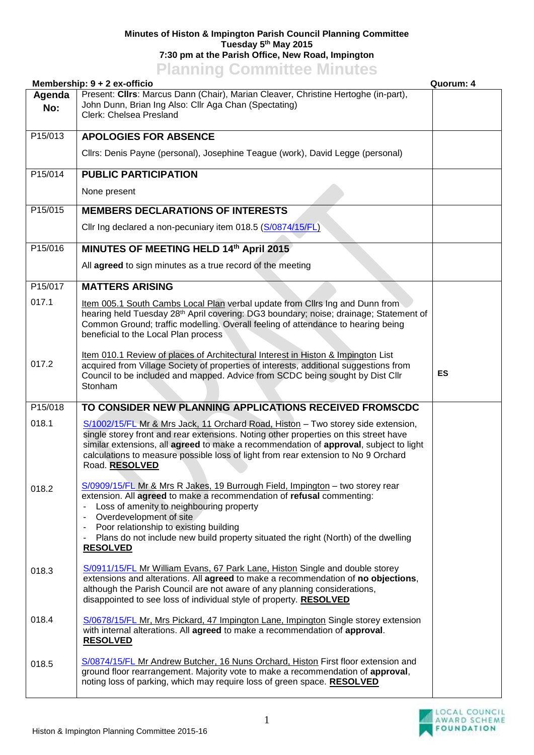**Minutes of Histon & Impington Parish Council Planning Committee**
**Tuesday 5th May 2015**
**7:30 pm at the Parish Office, New Road, Impington**

# Planning Committee Minutes

**Membership: 9 + 2 ex-officio** **Quorum: 4**

| Agenda No: | Present: **Cllrs**: Marcus Dann (Chair), Marian Cleaver, Christine Hertoghe (in-part), John Dunn, Brian Ing Also: Cllr Aga Chan (Spectating)<br>Clerk: Chelsea Presland | |
|---|---|---|
| P15/013 | **APOLOGIES FOR ABSENCE**<br><br>Cllrs: Denis Payne (personal), Josephine Teague (work), David Legge (personal) | |
| P15/014 | **PUBLIC PARTICIPATION**<br><br>None present | |
| P15/015 | **MEMBERS DECLARATIONS OF INTERESTS**<br><br>Cllr Ing declared a non-pecuniary item 018.5 (S/0874/15/FL) | |
| P15/016 | **MINUTES OF MEETING HELD 14th April 2015**<br><br>All **agreed** to sign minutes as a true record of the meeting | |
| P15/017 | **MATTERS ARISING** | |
| 017.1 | Item 005.1 South Cambs Local Plan verbal update from Cllrs Ing and Dunn from hearing held Tuesday 28th April covering: DG3 boundary; noise; drainage; Statement of Common Ground; traffic modelling. Overall feeling of attendance to hearing being beneficial to the Local Plan process | |
| 017.2 | Item 010.1 Review of places of Architectural Interest in Histon & Impington List acquired from Village Society of properties of interests, additional suggestions from Council to be included and mapped. Advice from SCDC being sought by Dist Cllr Stonham | ES |
| P15/018 | **TO CONSIDER NEW PLANNING APPLICATIONS RECEIVED FROMSCDC** | |
| 018.1 | S/1002/15/FL Mr & Mrs Jack, 11 Orchard Road, Histon – Two storey side extension, single storey front and rear extensions. Noting other properties on this street have similar extensions, all **agreed** to make a recommendation of **approval**, subject to light calculations to measure possible loss of light from rear extension to No 9 Orchard Road. **RESOLVED** | |
| 018.2 | S/0909/15/FL Mr & Mrs R Jakes, 19 Burrough Field, Impington – two storey rear extension. All **agreed** to make a recommendation of **refusal** commenting:<br>- Loss of amenity to neighbouring property<br>- Overdevelopment of site<br>- Poor relationship to existing building<br>- Plans do not include new build property situated the right (North) of the dwelling<br>**RESOLVED** | |
| 018.3 | S/0911/15/FL Mr William Evans, 67 Park Lane, Histon Single and double storey extensions and alterations. All **agreed** to make a recommendation of **no objections**, although the Parish Council are not aware of any planning considerations, disappointed to see loss of individual style of property. **RESOLVED** | |
| 018.4 | S/0678/15/FL Mr, Mrs Pickard, 47 Impington Lane, Impington Single storey extension with internal alterations. All **agreed** to make a recommendation of **approval**. **RESOLVED** | |
| 018.5 | S/0874/15/FL Mr Andrew Butcher, 16 Nuns Orchard, Histon First floor extension and ground floor rearrangement. Majority vote to make a recommendation of **approval**, noting loss of parking, which may require loss of green space. **RESOLVED** | |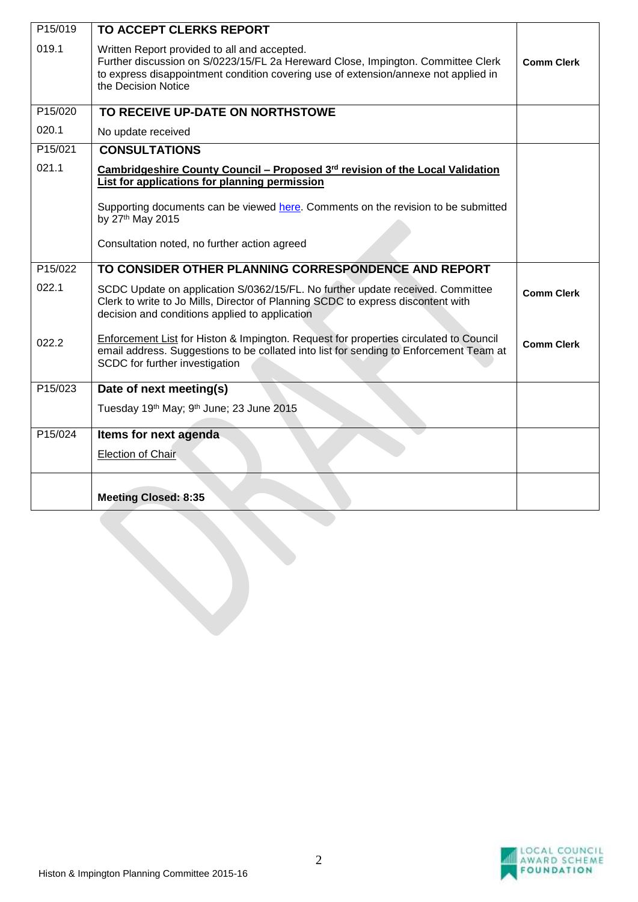| | | |
|---|---|---|
| P15/019 | **TO ACCEPT CLERKS REPORT** | |
| 019.1 | Written Report provided to all and accepted.<br>Further discussion on S/0223/15/FL 2a Hereward Close, Impington. Committee Clerk to express disappointment condition covering use of extension/annexe not applied in the Decision Notice | **Comm Clerk** |
| P15/020 | **TO RECEIVE UP-DATE ON NORTHSTOWE** | |
| 020.1 | No update received | |
| P15/021 | **CONSULTATIONS** | |
| 021.1 | **Cambridgeshire County Council – Proposed 3rd revision of the Local Validation List for applications for planning permission**<br><br>Supporting documents can be viewed here. Comments on the revision to be submitted by 27th May 2015<br><br>Consultation noted, no further action agreed | |
| P15/022 | **TO CONSIDER OTHER PLANNING CORRESPONDENCE AND REPORT** | |
| 022.1 | SCDC Update on application S/0362/15/FL. No further update received. Committee Clerk to write to Jo Mills, Director of Planning SCDC to express discontent with decision and conditions applied to application | **Comm Clerk** |
| 022.2 | Enforcement List for Histon & Impington. Request for properties circulated to Council email address. Suggestions to be collated into list for sending to Enforcement Team at SCDC for further investigation | **Comm Clerk** |
| P15/023 | **Date of next meeting(s)**<br>Tuesday 19th May; 9th June; 23 June 2015 | |
| P15/024 | **Items for next agenda**<br>Election of Chair | |
| | **Meeting Closed: 8:35** | |

Histon & Impington Planning Committee 2015-16